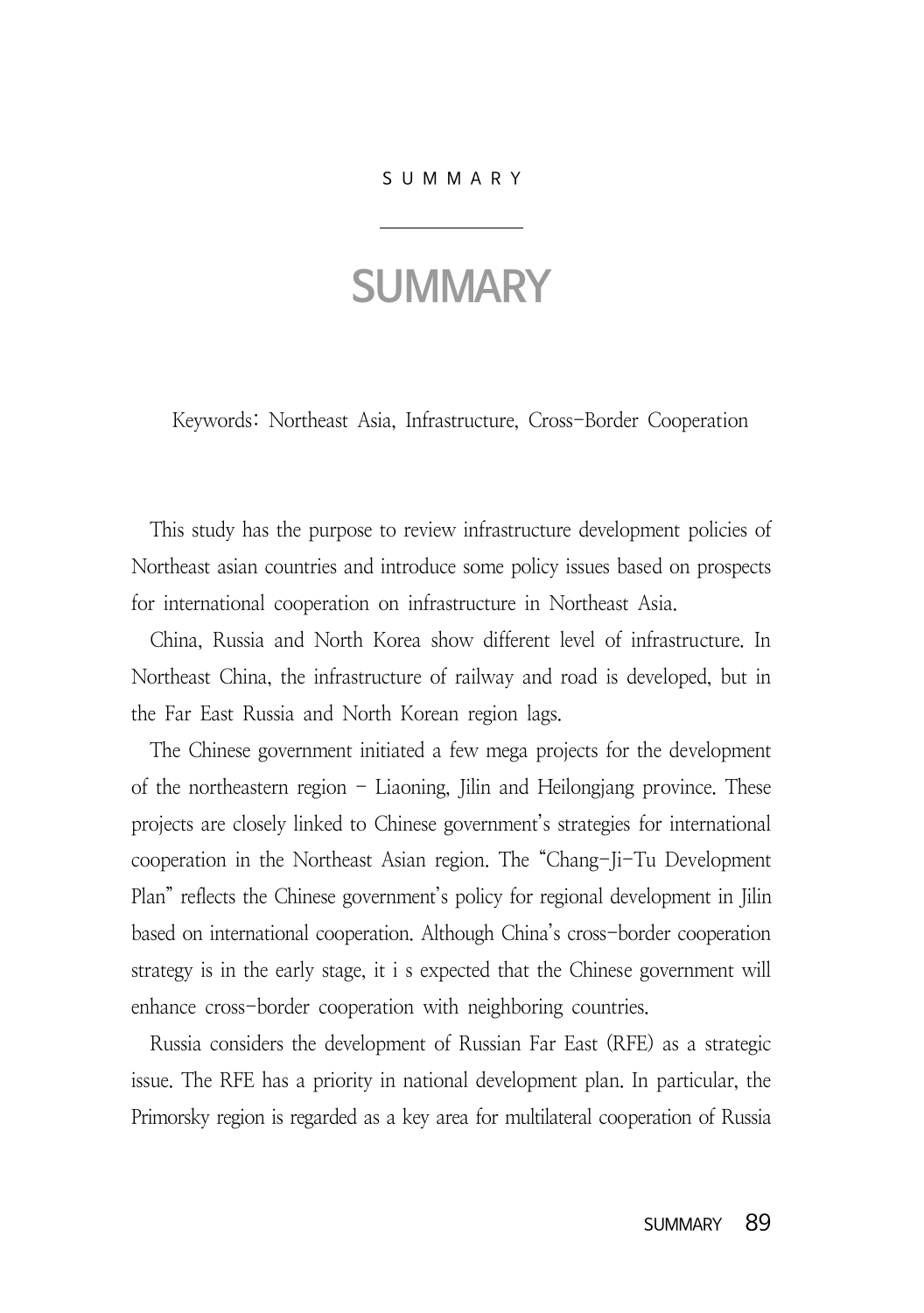# SUMMARY

Keywords: Northeast Asia, Infrastructure, Cross-Border Cooperation

This study has the purpose to review infrastructure development policies of Northeast asian countries and introduce some policy issues based on prospects for international cooperation on infrastructure in Northeast Asia.

China, Russia and North Korea show different level of infrastructure. In Northeast China, the infrastructure of railway and road is developed, but in the Far East Russia and North Korean region lags.

The Chinese government initiated a few mega projects for the development of the northeastern region - Liaoning, Jilin and Heilongjang province. These projects are closely linked to Chinese government's strategies for international cooperation in the Northeast Asian region. The "Chang-Ji-Tu Development Plan" reflects the Chinese government's policy for regional development in Jilin based on international cooperation. Although China's cross-border cooperation strategy is in the early stage, it i s expected that the Chinese government will enhance cross-border cooperation with neighboring countries.

Russia considers the development of Russian Far East (RFE) as a strategic issue. The RFE has a priority in national development plan. In particular, the Primorsky region is regarded as a key area for multilateral cooperation of Russia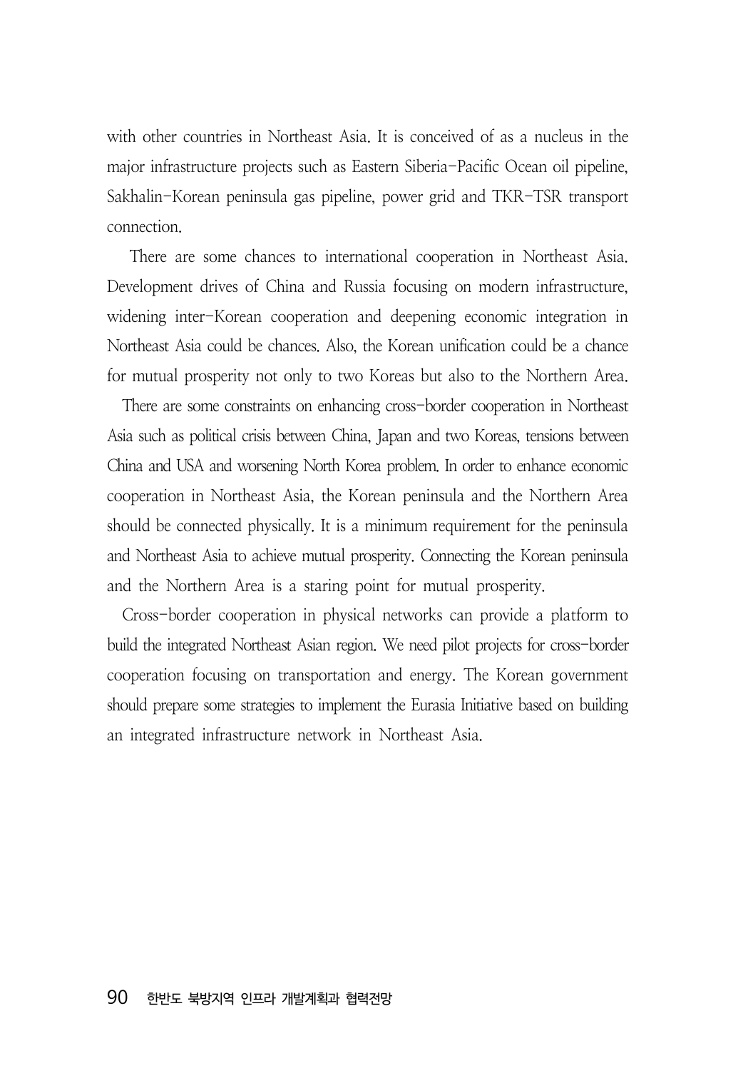with other countries in Northeast Asia. It is conceived of as a nucleus in the major infrastructure projects such as Eastern Siberia-Pacific Ocean oil pipeline, Sakhalin-Korean peninsula gas pipeline, power grid and TKR-TSR transport connection.

There are some chances to international cooperation in Northeast Asia. Development drives of China and Russia focusing on modern infrastructure, widening inter-Korean cooperation and deepening economic integration in Northeast Asia could be chances. Also, the Korean unification could be a chance for mutual prosperity not only to two Koreas but also to the Northern Area.

There are some constraints on enhancing cross-border cooperation in Northeast Asia such as political crisis between China, Japan and two Koreas, tensions between China and USA and worsening North Korea problem. In order to enhance economic cooperation in Northeast Asia, the Korean peninsula and the Northern Area should be connected physically. It is a minimum requirement for the peninsula and Northeast Asia to achieve mutual prosperity. Connecting the Korean peninsula and the Northern Area is a staring point for mutual prosperity.

Cross-border cooperation in physical networks can provide a platform to build the integrated Northeast Asian region. We need pilot projects for cross-border cooperation focusing on transportation and energy. The Korean government should prepare some strategies to implement the Eurasia Initiative based on building an integrated infrastructure network in Northeast Asia.